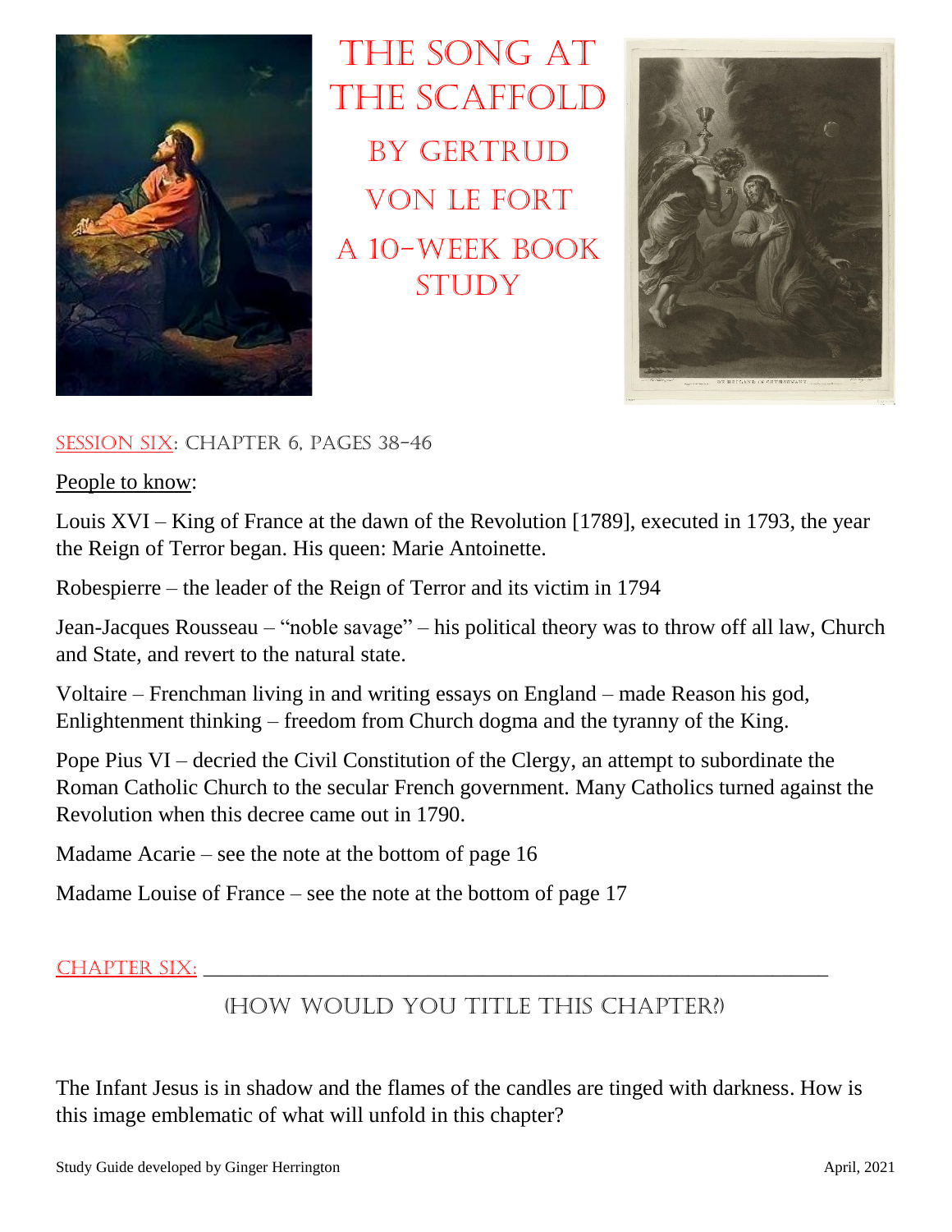# The Song at the Scaffold

## By Gertrud von le Fort

## A 10-Week Book Study

Session Six: Chapter 6, pages 38-46

People to know:

Louis XVI – King of France at the dawn of the Revolution [1789], executed in 1793, the year the Reign of Terror began. His queen: Marie Antoinette.

Robespierre – the leader of the Reign of Terror and its victim in 1794

Jean-Jacques Rousseau – "noble savage" – his political theory was to throw off all law, Church and State, and revert to the natural state.

Voltaire – Frenchman living in and writing essays on England – made Reason his god, Enlightenment thinking – freedom from Church dogma and the tyranny of the King.

Pope Pius VI – decried the Civil Constitution of the Clergy, an attempt to subordinate the Roman Catholic Church to the secular French government. Many Catholics turned against the Revolution when this decree came out in 1790.

Madame Acarie – see the note at the bottom of page 16

Madame Louise of France – see the note at the bottom of page 17

Chapter Six: ___________________________________________________________

(How would you title this chapter?)

The Infant Jesus is in shadow and the flames of the candles are tinged with darkness. How is this image emblematic of what will unfold in this chapter?

Study Guide developed by Ginger Herrington April, 2021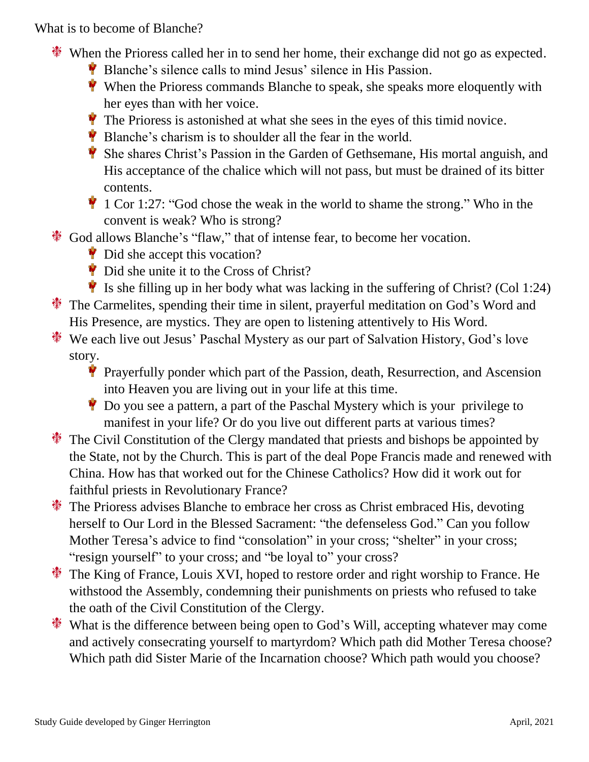What is to become of Blanche?

- When the Prioress called her in to send her home, their exchange did not go as expected.
  - Blanche's silence calls to mind Jesus' silence in His Passion.
  - When the Prioress commands Blanche to speak, she speaks more eloquently with her eyes than with her voice.
  - The Prioress is astonished at what she sees in the eyes of this timid novice.
  - Blanche's charism is to shoulder all the fear in the world.
  - She shares Christ's Passion in the Garden of Gethsemane, His mortal anguish, and His acceptance of the chalice which will not pass, but must be drained of its bitter contents.
  - 1 Cor 1:27: "God chose the weak in the world to shame the strong." Who in the convent is weak? Who is strong?
- God allows Blanche's "flaw," that of intense fear, to become her vocation.
  - Did she accept this vocation?
  - Did she unite it to the Cross of Christ?
  - Is she filling up in her body what was lacking in the suffering of Christ? (Col 1:24)
- The Carmelites, spending their time in silent, prayerful meditation on God's Word and His Presence, are mystics. They are open to listening attentively to His Word.
- We each live out Jesus' Paschal Mystery as our part of Salvation History, God's love story.
  - Prayerfully ponder which part of the Passion, death, Resurrection, and Ascension into Heaven you are living out in your life at this time.
  - Do you see a pattern, a part of the Paschal Mystery which is your privilege to manifest in your life? Or do you live out different parts at various times?
- The Civil Constitution of the Clergy mandated that priests and bishops be appointed by the State, not by the Church. This is part of the deal Pope Francis made and renewed with China. How has that worked out for the Chinese Catholics? How did it work out for faithful priests in Revolutionary France?
- The Prioress advises Blanche to embrace her cross as Christ embraced His, devoting herself to Our Lord in the Blessed Sacrament: "the defenseless God." Can you follow Mother Teresa's advice to find "consolation" in your cross; "shelter" in your cross; "resign yourself" to your cross; and "be loyal to" your cross?
- The King of France, Louis XVI, hoped to restore order and right worship to France. He withstood the Assembly, condemning their punishments on priests who refused to take the oath of the Civil Constitution of the Clergy.
- What is the difference between being open to God's Will, accepting whatever may come and actively consecrating yourself to martyrdom? Which path did Mother Teresa choose? Which path did Sister Marie of the Incarnation choose? Which path would you choose?

Study Guide developed by Ginger Herrington April, 2021